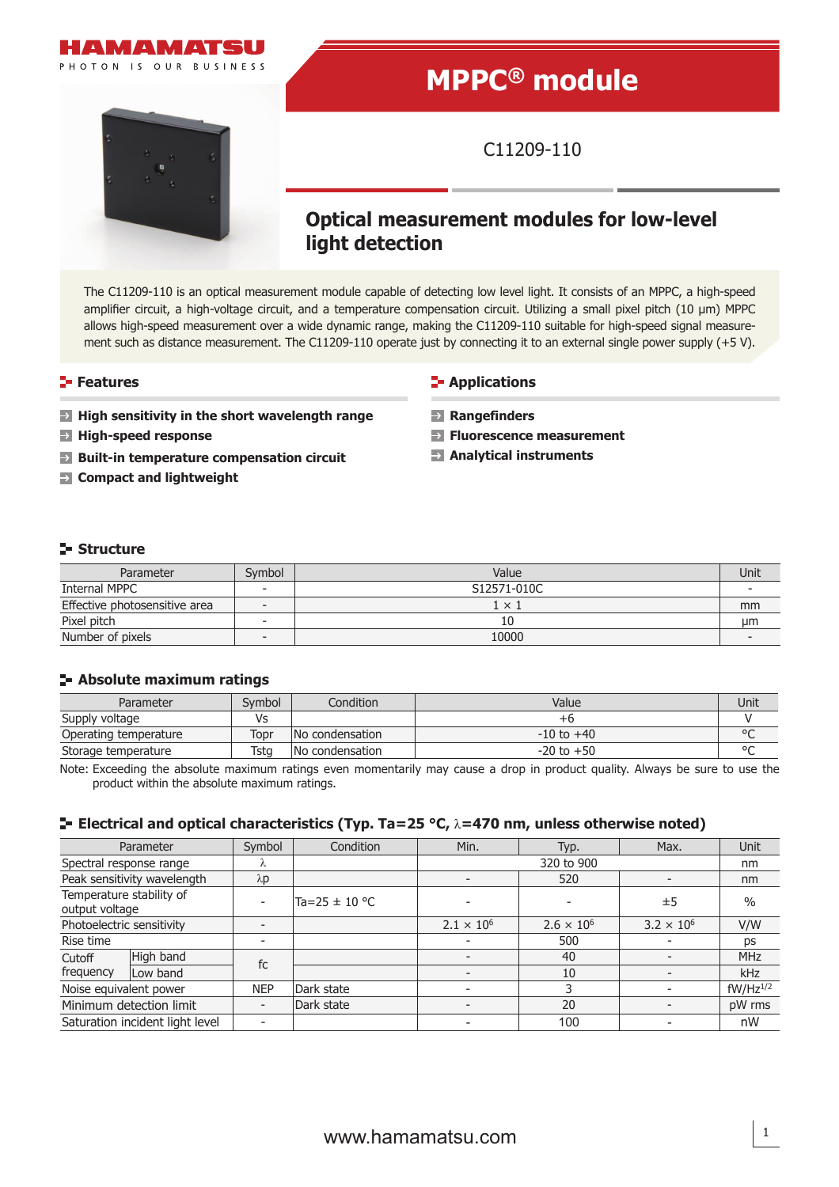HAMAMATSU

PHOTON IS OUR BUSINESS

# MPPC® module

C11209-110

## Optical measurement modules for low-level light detection

The C11209-110 is an optical measurement module capable of detecting low level light. It consists of an MPPC, a high-speed amplifier circuit, a high-voltage circuit, and a temperature compensation circuit. Utilizing a small pixel pitch (10 μm) MPPC allows high-speed measurement over a wide dynamic range, making the C11209-110 suitable for high-speed signal measurement such as distance measurement. The C11209-110 operate just by connecting it to an external single power supply (+5 V).

## Features

- **High sensitivity in the short wavelength range**
- **High-speed response**
- **Built-in temperature compensation circuit**
- **Compact and lightweight**

## Applications

- **Rangefinders**
- **Fluorescence measurement**
- **Analytical instruments**

## Structure

| Parameter | Symbol | Value | Unit |
|---|---|---|---|
| Internal MPPC | - | S12571-010C | - |
| Effective photosensitive area | - | 1 × 1 | mm |
| Pixel pitch | - | 10 | μm |
| Number of pixels | - | 10000 | - |

## Absolute maximum ratings

| Parameter | Symbol | Condition | Value | Unit |
|---|---|---|---|---|
| Supply voltage | Vs | | +6 | V |
| Operating temperature | Topr | No condensation | -10 to +40 | °C |
| Storage temperature | Tstg | No condensation | -20 to +50 | °C |

Note: Exceeding the absolute maximum ratings even momentarily may cause a drop in product quality. Always be sure to use the product within the absolute maximum ratings.

## Electrical and optical characteristics (Typ. Ta=25 °C, λ=470 nm, unless otherwise noted)

| Parameter | | Symbol | Condition | Min. | Typ. | Max. | Unit |
|---|---|---|---|---|---|---|---|
| Spectral response range | | λ | | | 320 to 900 | | nm |
| Peak sensitivity wavelength | | λp | | - | 520 | - | nm |
| Temperature stability of output voltage | | - | Ta=25 ± 10 °C | - | - | ±5 | % |
| Photoelectric sensitivity | | - | | $2.1 \times 10^6$ | $2.6 \times 10^6$ | $3.2 \times 10^6$ | V/W |
| Rise time | | - | | - | 500 | - | ps |
| Cutoff frequency | High band | fc | | - | 40 | - | MHz |
| | Low band | | | - | 10 | - | kHz |
| Noise equivalent power | | NEP | Dark state | - | 3 | - | $fW/Hz^{1/2}$ |
| Minimum detection limit | | - | Dark state | - | 20 | - | pW rms |
| Saturation incident light level | | - | | - | 100 | - | nW |

www.hamamatsu.com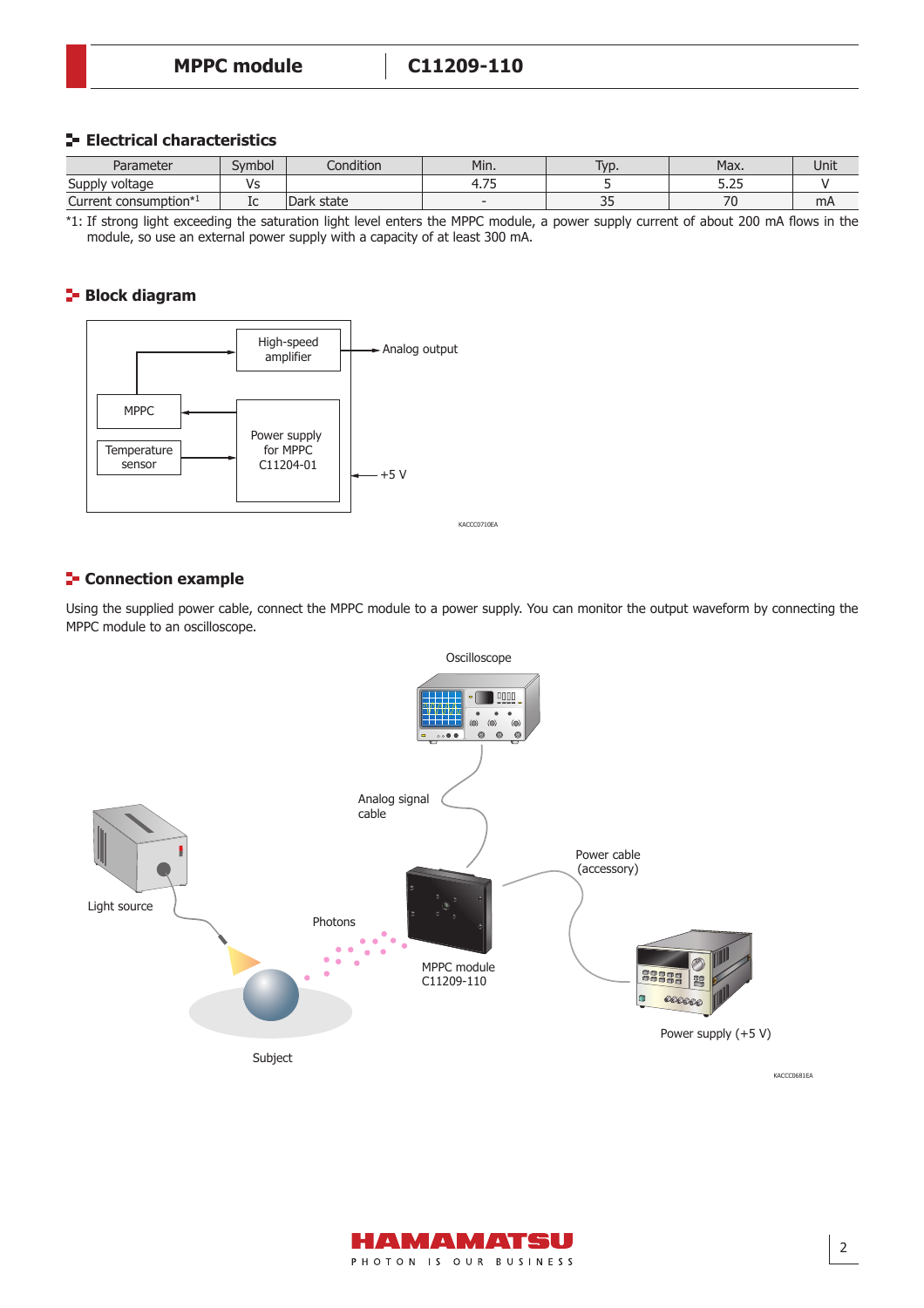## Electrical characteristics

| Parameter | Symbol | Condition | Min. | Typ. | Max. | Unit |
|---|---|---|---|---|---|---|
| Supply voltage | Vs | | 4.75 | 5 | 5.25 | V |
| Current consumption*1 | Ic | Dark state | - | 35 | 70 | mA |

*1: If strong light exceeding the saturation light level enters the MPPC module, a power supply current of about 200 mA flows in the module, so use an external power supply with a capacity of at least 300 mA.

## Block diagram

High-speed amplifier

Analog output

MPPC

Temperature sensor

Power supply for MPPC C11204-01

+5 V

KACCC0710EA

## Connection example

Using the supplied power cable, connect the MPPC module to a power supply. You can monitor the output waveform by connecting the MPPC module to an oscilloscope.

Oscilloscope

Analog signal cable

Power cable (accessory)

Light source

Photons

MPPC module C11209-110

Power supply (+5 V)

Subject

KACCC0681EA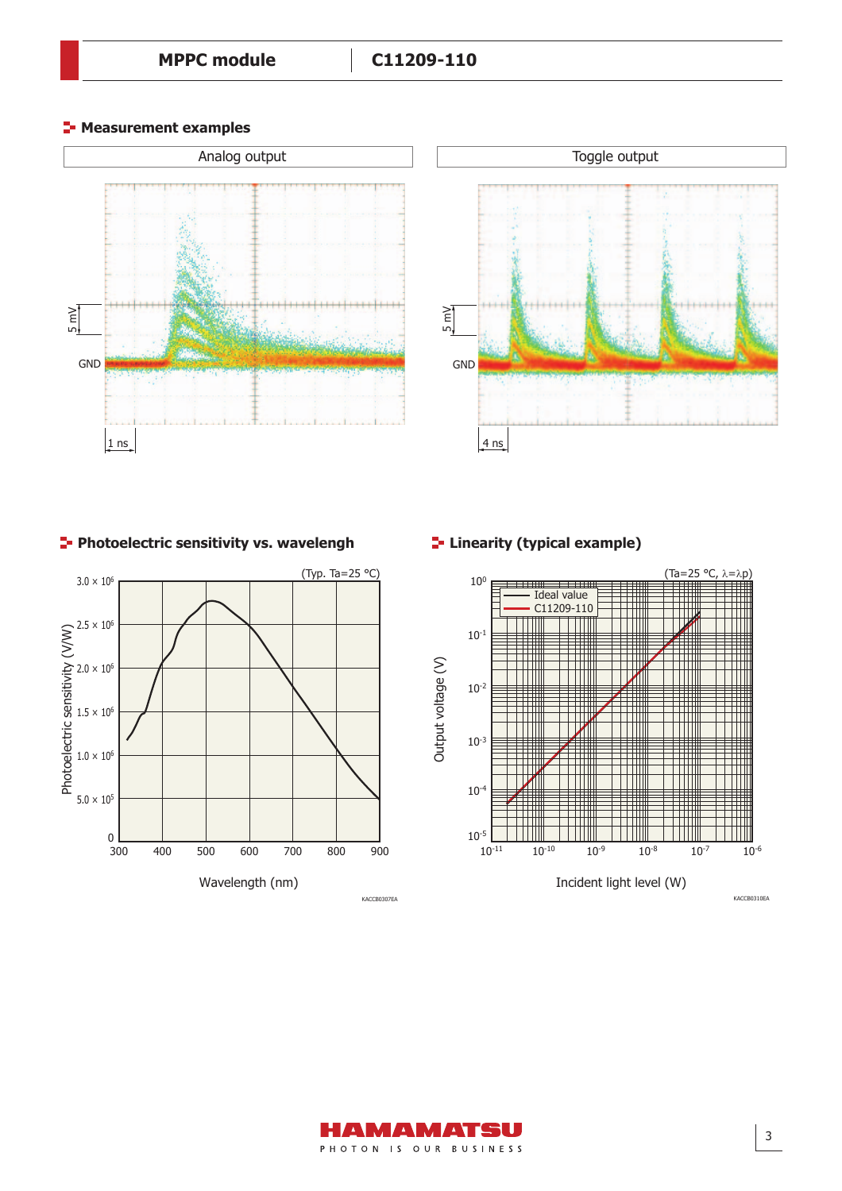## Measurement examples

Analog output

Toggle output

## Photoelectric sensitivity vs. wavelengh

(Typ. Ta=25 °C)

KACCB0307EA

## Linearity (typical example)

(Ta=25 °C, λ=λp)

KACCB0310EA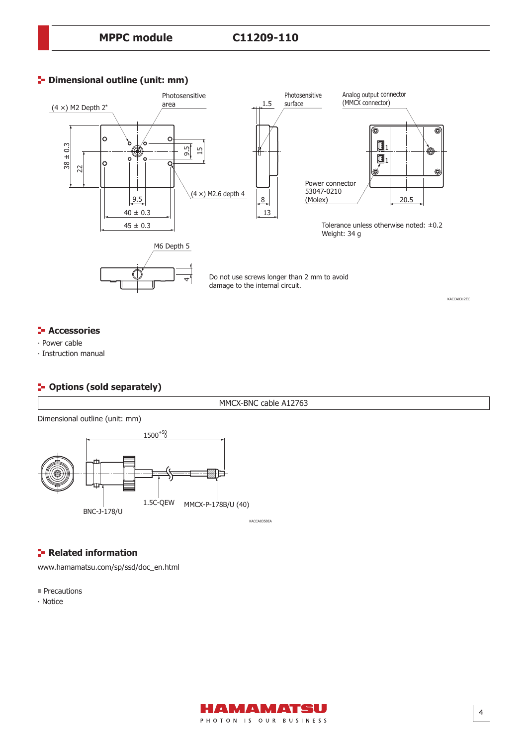## Dimensional outline (unit: mm)

(4 ×) M2 Depth 2*

Photosensitive area

Photosensitive surface

Analog output connector (MMCX connector)

38 ± 0.3

22

9.5

15

1.5

(4 ×) M2.6 depth 4

9.5

40 ± 0.3

45 ± 0.3

8

13

Power connector 53047-0210 (Molex)

20.5

Tolerance unless otherwise noted: ±0.2
Weight: 34 g

M6 Depth 5

4

Do not use screws longer than 2 mm to avoid damage to the internal circuit.

KACCA0312EC

## Accessories

· Power cable
· Instruction manual

## Options (sold separately)

| MMCX-BNC cable A12763 |
| --- |

Dimensional outline (unit: mm)

$1500^{+50}_{0}$

BNC-J-178/U

1.5C-QEW

MMCX-P-178B/U (40)

KACCA0358EA

## Related information

www.hamamatsu.com/sp/ssd/doc_en.html

■ Precautions
· Notice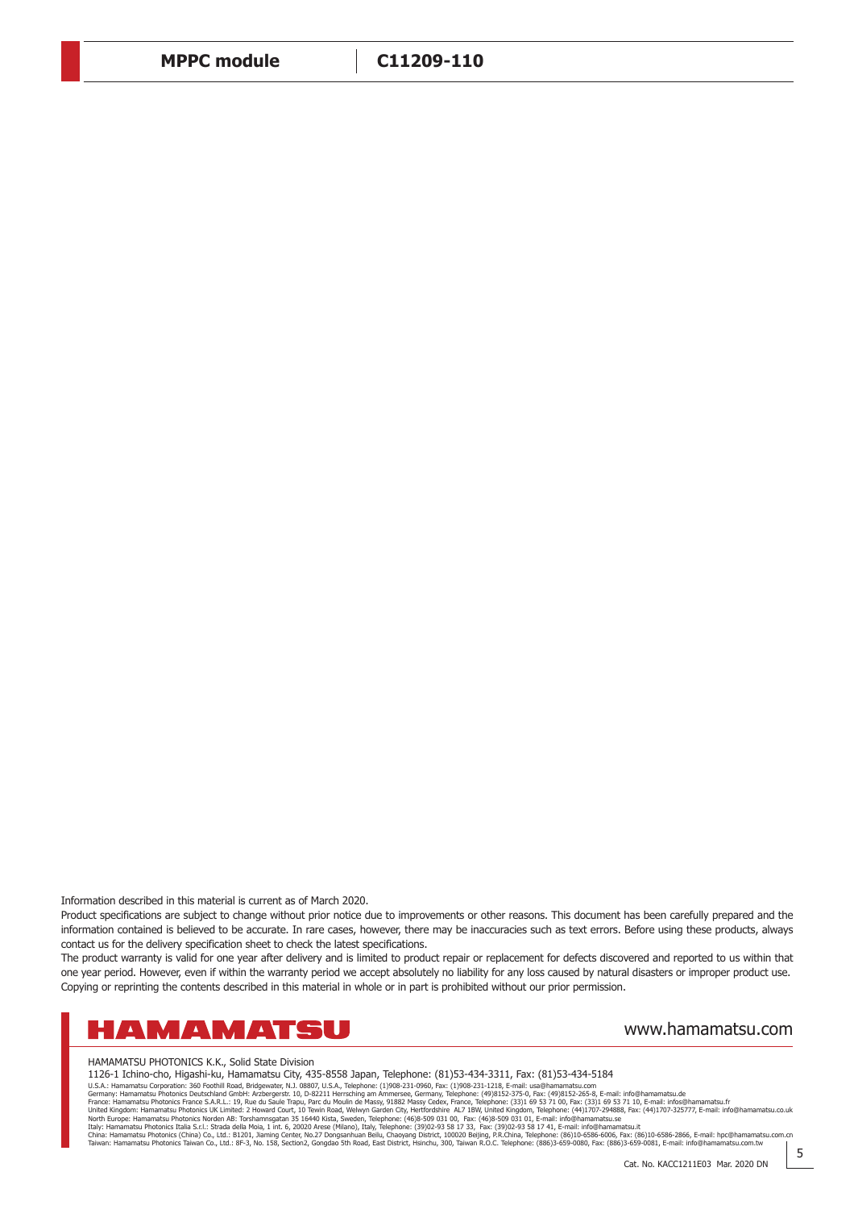Information described in this material is current as of March 2020.

Product specifications are subject to change without prior notice due to improvements or other reasons. This document has been carefully prepared and the information contained is believed to be accurate. In rare cases, however, there may be inaccuracies such as text errors. Before using these products, always contact us for the delivery specification sheet to check the latest specifications.

The product warranty is valid for one year after delivery and is limited to product repair or replacement for defects discovered and reported to us within that one year period. However, even if within the warranty period we accept absolutely no liability for any loss caused by natural disasters or improper product use.

Copying or reprinting the contents described in this material in whole or in part is prohibited without our prior permission.

**HAMAMATSU**

www.hamamatsu.com

HAMAMATSU PHOTONICS K.K., Solid State Division

1126-1 Ichino-cho, Higashi-ku, Hamamatsu City, 435-8558 Japan, Telephone: (81)53-434-3311, Fax: (81)53-434-5184

U.S.A.: Hamamatsu Corporation: 360 Foothill Road, Bridgewater, N.J. 08807, U.S.A., Telephone: (1)908-231-0960, Fax: (1)908-231-1218, E-mail: usa@hamamatsu.com

Germany: Hamamatsu Photonics Deutschland GmbH: Arzbergerstr. 10, D-82211 Herrsching am Ammersee, Germany, Telephone: (49)8152-375-0, Fax: (49)8152-265-8, E-mail: info@hamamatsu.de

France: Hamamatsu Photonics France S.A.R.L.: 19, Rue du Saule Trapu, Parc du Moulin de Massy, 91882 Massy Cedex, France, Telephone: (33)1 69 53 71 00, Fax: (33)1 69 53 71 10, E-mail: infos@hamamatsu.fr

United Kingdom: Hamamatsu Photonics UK Limited: 2 Howard Court, 10 Tewin Road, Welwyn Garden City, Hertfordshire AL7 1BW, United Kingdom, Telephone: (44)1707-294888, Fax: (44)1707-325777, E-mail: info@hamamatsu.co.uk

North Europe: Hamamatsu Photonics Norden AB: Torshamnsgatan 35 16440 Kista, Sweden, Telephone: (46)8-509 031 00, Fax: (46)8-509 031 01, E-mail: info@hamamatsu.se

Italy: Hamamatsu Photonics Italia S.r.l.: Strada della Moia, 1 int. 6, 20020 Arese (Milano), Italy, Telephone: (39)02-93 58 17 33, Fax: (39)02-93 58 17 41, E-mail: info@hamamatsu.it

China: Hamamatsu Photonics (China) Co., Ltd.: B1201, Jiaming Center, No.27 Dongsanhuan Beilu, Chaoyang District, 100020 Beijing, P.R.China, Telephone: (86)10-6586-6006, Fax: (86)10-6586-2866, E-mail: hpc@hamamatsu.com.cn

Taiwan: Hamamatsu Photonics Taiwan Co., Ltd.: 8F-3, No. 158, Section2, Gongdao 5th Road, East District, Hsinchu, 300, Taiwan R.O.C. Telephone: (886)3-659-0080, Fax: (886)3-659-0081, E-mail: info@hamamatsu.com.tw

Cat. No. KACC1211E03 Mar. 2020 DN